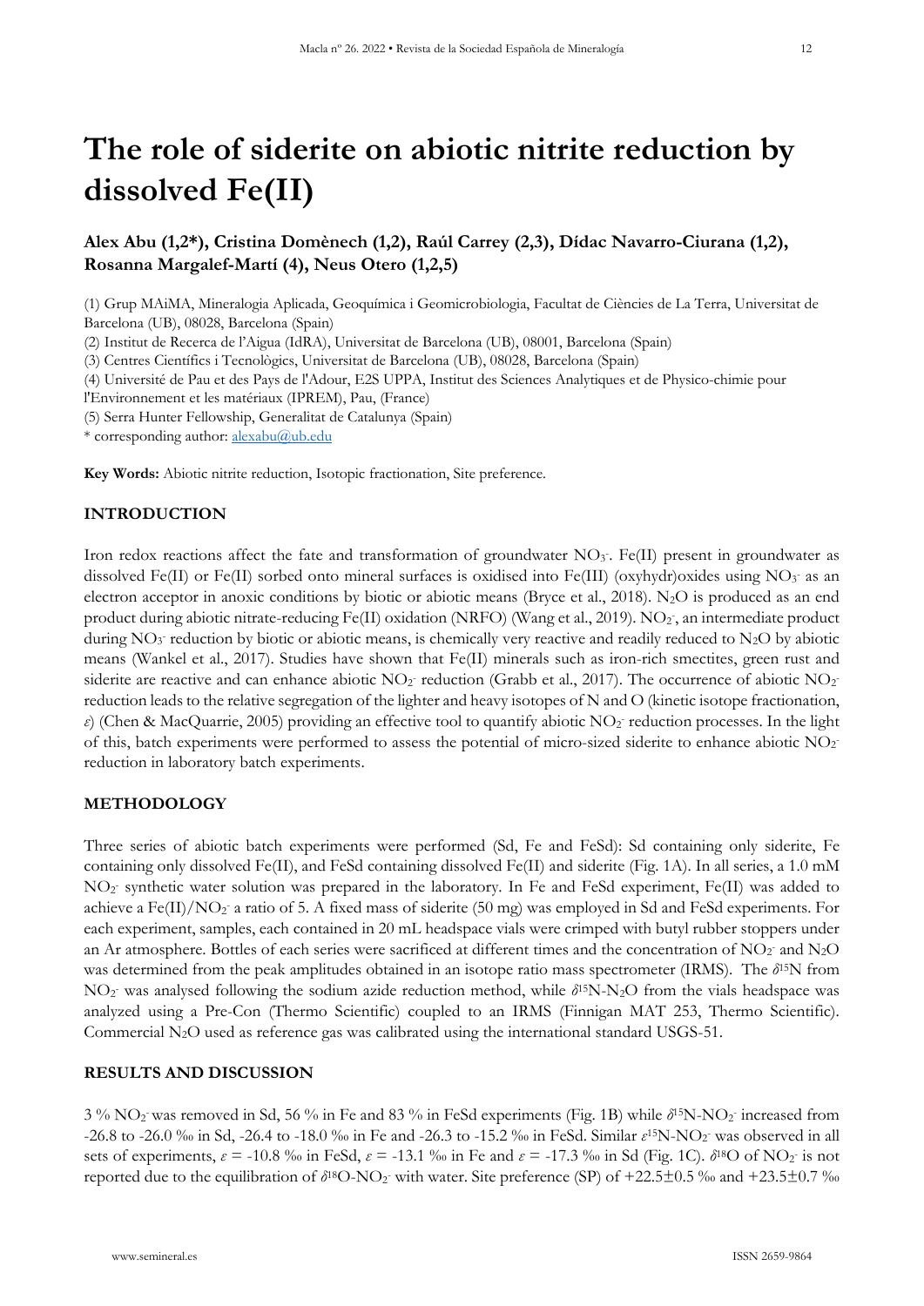# The role of siderite on abiotic nitrite reduction by dissolved Fe(II)

**Alex Abu (1,2*), Cristina Domènech (1,2), Raúl Carrey (2,3), Dídac Navarro-Ciurana (1,2), Rosanna Margalef-Martí (4), Neus Otero (1,2,5)**

(1) Grup MAiMA, Mineralogia Aplicada, Geoquímica i Geomicrobiologia, Facultat de Ciències de La Terra, Universitat de Barcelona (UB), 08028, Barcelona (Spain)

(2) Institut de Recerca de l'Aigua (IdRA), Universitat de Barcelona (UB), 08001, Barcelona (Spain)

(3) Centres Científics i Tecnològics, Universitat de Barcelona (UB), 08028, Barcelona (Spain)

(4) Université de Pau et des Pays de l'Adour, E2S UPPA, Institut des Sciences Analytiques et de Physico-chimie pour l'Environnement et les matériaux (IPREM), Pau, (France)

(5) Serra Hunter Fellowship, Generalitat de Catalunya (Spain)

\* corresponding author: alexabu@ub.edu

**Key Words:** Abiotic nitrite reduction, Isotopic fractionation, Site preference.

## INTRODUCTION

Iron redox reactions affect the fate and transformation of groundwater $NO_3^-$. Fe(II) present in groundwater as dissolved Fe(II) or Fe(II) sorbed onto mineral surfaces is oxidised into Fe(III) (oxyhydr)oxides using $NO_3^-$ as an electron acceptor in anoxic conditions by biotic or abiotic means (Bryce et al., 2018). $N_2O$ is produced as an end product during abiotic nitrate-reducing Fe(II) oxidation (NRFO) (Wang et al., 2019). $NO_2^-$, an intermediate product during $NO_3^-$ reduction by biotic or abiotic means, is chemically very reactive and readily reduced to $N_2O$ by abiotic means (Wankel et al., 2017). Studies have shown that Fe(II) minerals such as iron-rich smectites, green rust and siderite are reactive and can enhance abiotic $NO_2^-$ reduction (Grabb et al., 2017). The occurrence of abiotic $NO_2^-$ reduction leads to the relative segregation of the lighter and heavy isotopes of N and O (kinetic isotope fractionation, $\varepsilon$) (Chen & MacQuarrie, 2005) providing an effective tool to quantify abiotic $NO_2^-$ reduction processes. In the light of this, batch experiments were performed to assess the potential of micro-sized siderite to enhance abiotic $NO_2^-$ reduction in laboratory batch experiments.

## METHODOLOGY

Three series of abiotic batch experiments were performed (Sd, Fe and FeSd): Sd containing only siderite, Fe containing only dissolved Fe(II), and FeSd containing dissolved Fe(II) and siderite (Fig. 1A). In all series, a 1.0 mM $NO_2^-$ synthetic water solution was prepared in the laboratory. In Fe and FeSd experiment, Fe(II) was added to achieve a Fe(II)/$NO_2^-$ a ratio of 5. A fixed mass of siderite (50 mg) was employed in Sd and FeSd experiments. For each experiment, samples, each contained in 20 mL headspace vials were crimped with butyl rubber stoppers under an Ar atmosphere. Bottles of each series were sacrificed at different times and the concentration of $NO_2^-$ and $N_2O$ was determined from the peak amplitudes obtained in an isotope ratio mass spectrometer (IRMS). The $\delta^{15}N$ from $NO_2^-$ was analysed following the sodium azide reduction method, while $\delta^{15}N$-$N_2O$ from the vials headspace was analyzed using a Pre-Con (Thermo Scientific) coupled to an IRMS (Finnigan MAT 253, Thermo Scientific). Commercial $N_2O$ used as reference gas was calibrated using the international standard USGS-51.

## RESULTS AND DISCUSSION

3 % $NO_2^-$ was removed in Sd, 56 % in Fe and 83 % in FeSd experiments (Fig. 1B) while $\delta^{15}N$-$NO_2^-$ increased from -26.8 to -26.0 ‰ in Sd, -26.4 to -18.0 ‰ in Fe and -26.3 to -15.2 ‰ in FeSd. Similar $\varepsilon^{15}N$-$NO_2^-$ was observed in all sets of experiments, $\varepsilon$ = -10.8 ‰ in FeSd, $\varepsilon$ = -13.1 ‰ in Fe and $\varepsilon$ = -17.3 ‰ in Sd (Fig. 1C). $\delta^{18}O$ of $NO_2^-$ is not reported due to the equilibration of $\delta^{18}O$-$NO_2^-$ with water. Site preference (SP) of +22.5±0.5 ‰ and +23.5±0.7 ‰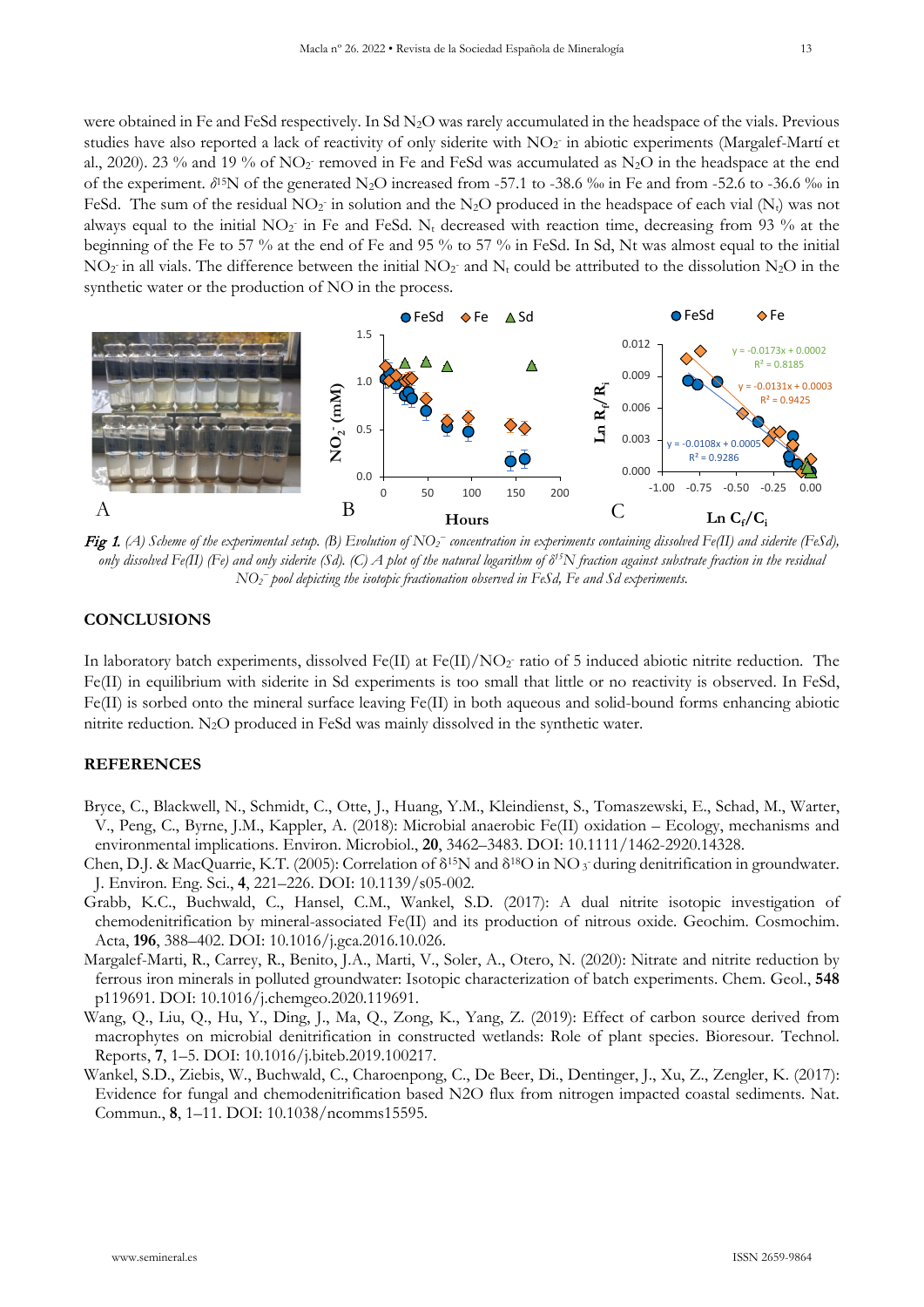were obtained in Fe and FeSd respectively. In Sd $N_2O$ was rarely accumulated in the headspace of the vials. Previous studies have also reported a lack of reactivity of only siderite with $NO_2^-$ in abiotic experiments (Margalef-Martí et al., 2020). 23 % and 19 % of $NO_2^-$ removed in Fe and FeSd was accumulated as $N_2O$ in the headspace at the end of the experiment. $\delta^{15}N$ of the generated $N_2O$ increased from -57.1 to -38.6 ‰ in Fe and from -52.6 to -36.6 ‰ in FeSd. The sum of the residual $NO_2^-$ in solution and the $N_2O$ produced in the headspace of each vial ($N_t$) was not always equal to the initial $NO_2^-$ in Fe and FeSd. $N_t$ decreased with reaction time, decreasing from 93 % at the beginning of the Fe to 57 % at the end of Fe and 95 % to 57 % in FeSd. In Sd, Nt was almost equal to the initial $NO_2^-$ in all vials. The difference between the initial $NO_2^-$ and $N_t$ could be attributed to the dissolution $N_2O$ in the synthetic water or the production of NO in the process.

FeSd Fe Sd

1.5
1.0
0.5
0.0

$NO_2^-$ (mM)

0 50 100 150 200

Hours

FeSd Fe

0.012
0.009
0.006
0.003
0.000

Ln $R_f/R_i$

y = -0.0173x + 0.0002
R² = 0.8185

y = -0.0131x + 0.0003
R² = 0.9425

y = -0.0108x + 0.0005
R² = 0.9286

-1.00 -0.75 -0.50 -0.25 0.00

Ln $C_f/C_i$

A B C

*Fig 1. (A) Scheme of the experimental setup. (B) Evolution of $NO_2^-$ concentration in experiments containing dissolved Fe(II) and siderite (FeSd), only dissolved Fe(II) (Fe) and only siderite (Sd). (C) A plot of the natural logarithm of $\delta^{15}N$ fraction against substrate fraction in the residual $NO_2^-$ pool depicting the isotopic fractionation observed in FeSd, Fe and Sd experiments.*

## CONCLUSIONS

In laboratory batch experiments, dissolved Fe(II) at Fe(II)/$NO_2^-$ ratio of 5 induced abiotic nitrite reduction. The Fe(II) in equilibrium with siderite in Sd experiments is too small that little or no reactivity is observed. In FeSd, Fe(II) is sorbed onto the mineral surface leaving Fe(II) in both aqueous and solid-bound forms enhancing abiotic nitrite reduction. $N_2O$ produced in FeSd was mainly dissolved in the synthetic water.

## REFERENCES

Bryce, C., Blackwell, N., Schmidt, C., Otte, J., Huang, Y.M., Kleindienst, S., Tomaszewski, E., Schad, M., Warter, V., Peng, C., Byrne, J.M., Kappler, A. (2018): Microbial anaerobic Fe(II) oxidation – Ecology, mechanisms and environmental implications. Environ. Microbiol., **20**, 3462–3483. DOI: 10.1111/1462-2920.14328.

Chen, D.J. & MacQuarrie, K.T. (2005): Correlation of $\delta^{15}N$ and $\delta^{18}O$ in $NO_3^-$ during denitrification in groundwater. J. Environ. Eng. Sci., **4**, 221–226. DOI: 10.1139/s05-002.

Grabb, K.C., Buchwald, C., Hansel, C.M., Wankel, S.D. (2017): A dual nitrite isotopic investigation of chemodenitrification by mineral-associated Fe(II) and its production of nitrous oxide. Geochim. Cosmochim. Acta, **196**, 388–402. DOI: 10.1016/j.gca.2016.10.026.

Margalef-Marti, R., Carrey, R., Benito, J.A., Marti, V., Soler, A., Otero, N. (2020): Nitrate and nitrite reduction by ferrous iron minerals in polluted groundwater: Isotopic characterization of batch experiments. Chem. Geol., **548** p119691. DOI: 10.1016/j.chemgeo.2020.119691.

Wang, Q., Liu, Q., Hu, Y., Ding, J., Ma, Q., Zong, K., Yang, Z. (2019): Effect of carbon source derived from macrophytes on microbial denitrification in constructed wetlands: Role of plant species. Bioresour. Technol. Reports, **7**, 1–5. DOI: 10.1016/j.biteb.2019.100217.

Wankel, S.D., Ziebis, W., Buchwald, C., Charoenpong, C., De Beer, Di., Dentinger, J., Xu, Z., Zengler, K. (2017): Evidence for fungal and chemodenitrification based N2O flux from nitrogen impacted coastal sediments. Nat. Commun., **8**, 1–11. DOI: 10.1038/ncomms15595.